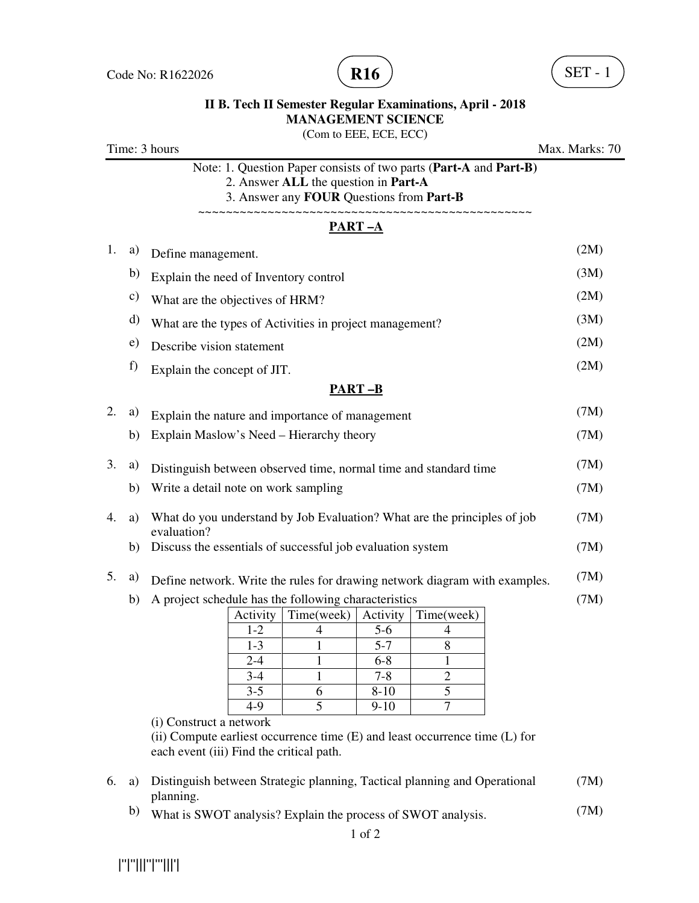Code No: R1622026 **R16** SET - 1

**II B. Tech II Semester Regular Examinations, April - 2018**
**MANAGEMENT SCIENCE**
(Com to EEE, ECE, ECC)

Time: 3 hours Max. Marks: 70

Note: 1. Question Paper consists of two parts (**Part-A** and **Part-B)**
2. Answer **ALL** the question in **Part-A**
3. Answer any **FOUR** Questions from **Part-B**

~~~~~~~~~~~~~~~~~~~~~~~~~~~~~~~~~~~~~~~~~~~~~~~~~~~~

## PART –A

1. a) Define management. (2M)
   b) Explain the need of Inventory control (3M)
   c) What are the objectives of HRM? (2M)
   d) What are the types of Activities in project management? (3M)
   e) Describe vision statement (2M)
   f) Explain the concept of JIT. (2M)

## PART –B

2. a) Explain the nature and importance of management (7M)
   b) Explain Maslow's Need – Hierarchy theory (7M)

3. a) Distinguish between observed time, normal time and standard time (7M)
   b) Write a detail note on work sampling (7M)

4. a) What do you understand by Job Evaluation? What are the principles of job evaluation? (7M)
   b) Discuss the essentials of successful job evaluation system (7M)

5. a) Define network. Write the rules for drawing network diagram with examples. (7M)
   b) A project schedule has the following characteristics (7M)

| Activity | Time(week) | Activity | Time(week) |
|---|---|---|---|
| 1-2 | 4 | 5-6 | 4 |
| 1-3 | 1 | 5-7 | 8 |
| 2-4 | 1 | 6-8 | 1 |
| 3-4 | 1 | 7-8 | 2 |
| 3-5 | 6 | 8-10 | 5 |
| 4-9 | 5 | 9-10 | 7 |

   (i) Construct a network
   (ii) Compute earliest occurrence time (E) and least occurrence time (L) for each event (iii) Find the critical path.

6. a) Distinguish between Strategic planning, Tactical planning and Operational planning. (7M)
   b) What is SWOT analysis? Explain the process of SWOT analysis. (7M)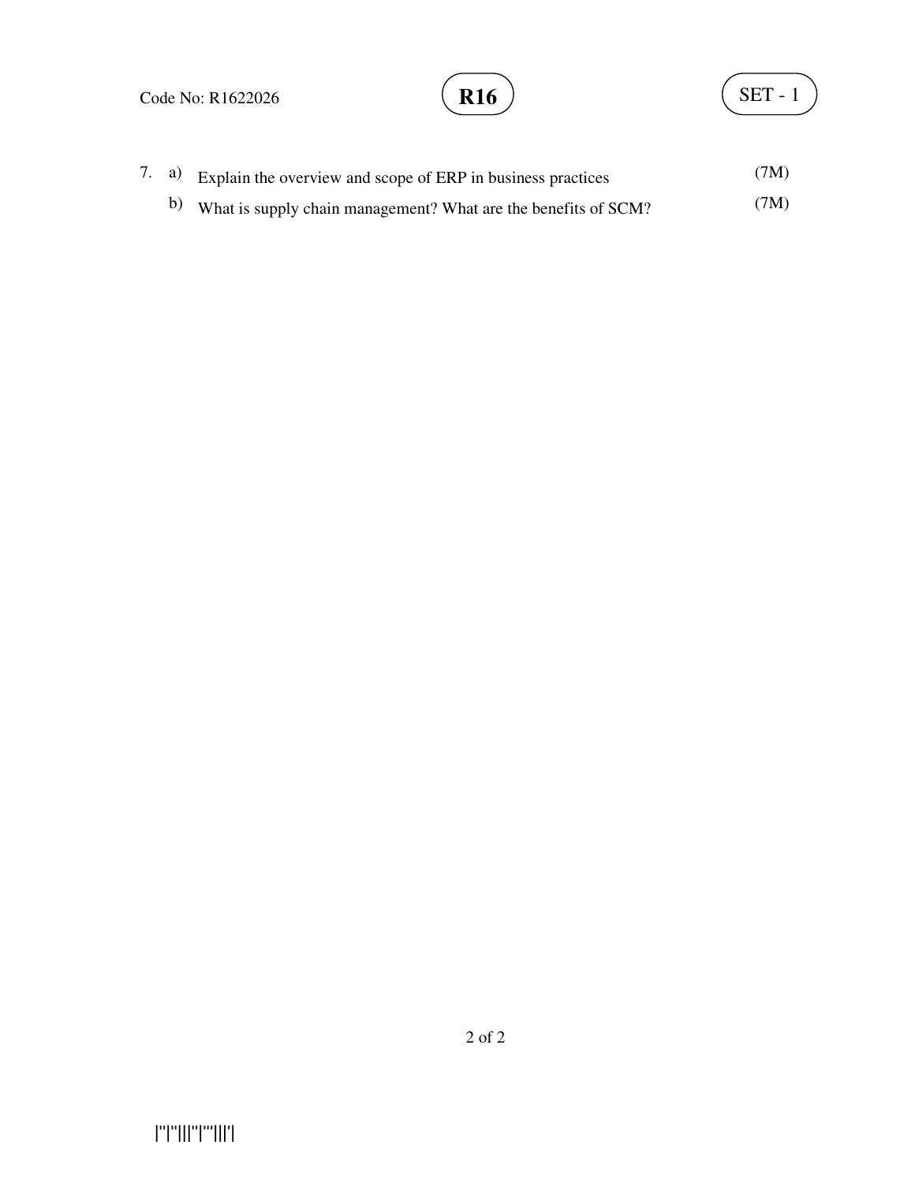7. a) Explain the overview and scope of ERP in business practices (7M)

   b) What is supply chain management? What are the benefits of SCM? (7M)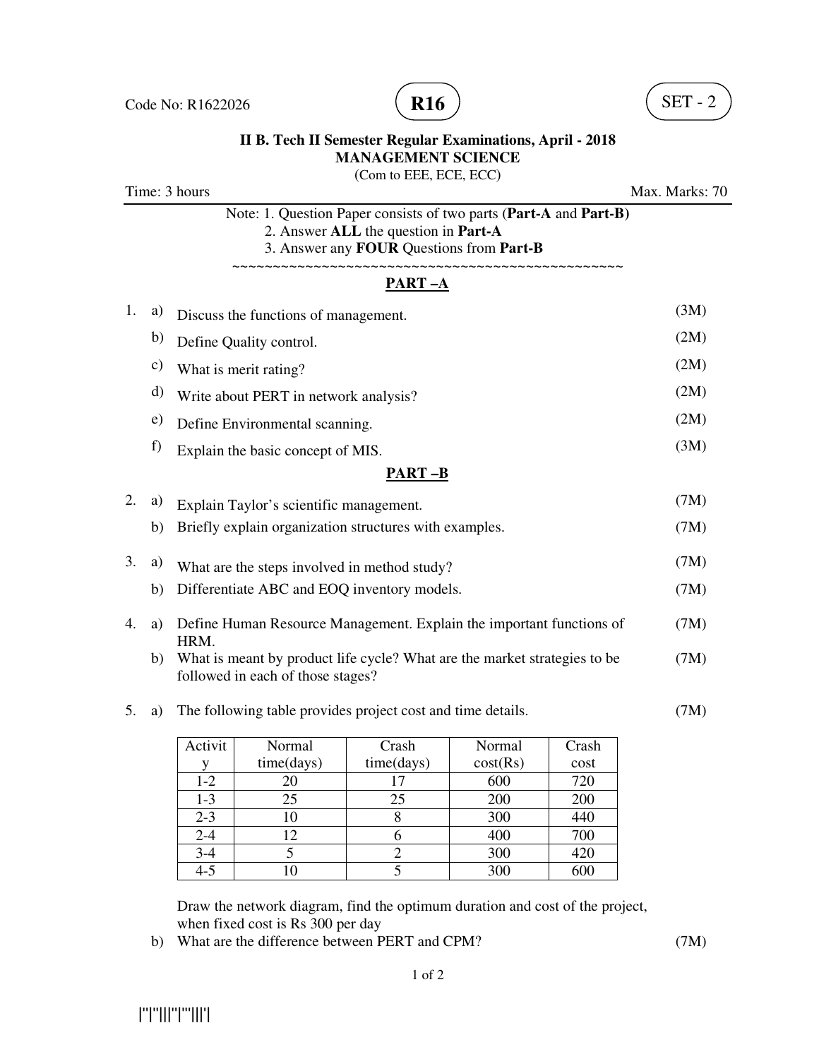Code No: R1622026 **R16** SET - 2

**II B. Tech II Semester Regular Examinations, April - 2018**
**MANAGEMENT SCIENCE**
(Com to EEE, ECE, ECC)

Time: 3 hours Max. Marks: 70

Note: 1. Question Paper consists of two parts (**Part-A** and **Part-B)**
2. Answer **ALL** the question in **Part-A**
3. Answer any **FOUR** Questions from **Part-B**

~~~~~~~~~~~~~~~~~~~~~~~~~~~~~~~~~~~~~~~~~~~~~~~~~

## PART –A

1. a) Discuss the functions of management. (3M)
   b) Define Quality control. (2M)
   c) What is merit rating? (2M)
   d) Write about PERT in network analysis? (2M)
   e) Define Environmental scanning. (2M)
   f) Explain the basic concept of MIS. (3M)

## PART –B

2. a) Explain Taylor's scientific management. (7M)
   b) Briefly explain organization structures with examples. (7M)

3. a) What are the steps involved in method study? (7M)
   b) Differentiate ABC and EOQ inventory models. (7M)

4. a) Define Human Resource Management. Explain the important functions of HRM. (7M)
   b) What is meant by product life cycle? What are the market strategies to be followed in each of those stages? (7M)

5. a) The following table provides project cost and time details. (7M)

| Activity | Normal time(days) | Crash time(days) | Normal cost(Rs) | Crash cost |
|---|---|---|---|---|
| 1-2 | 20 | 17 | 600 | 720 |
| 1-3 | 25 | 25 | 200 | 200 |
| 2-3 | 10 | 8 | 300 | 440 |
| 2-4 | 12 | 6 | 400 | 700 |
| 3-4 | 5 | 2 | 300 | 420 |
| 4-5 | 10 | 5 | 300 | 600 |

Draw the network diagram, find the optimum duration and cost of the project, when fixed cost is Rs 300 per day

   b) What are the difference between PERT and CPM? (7M)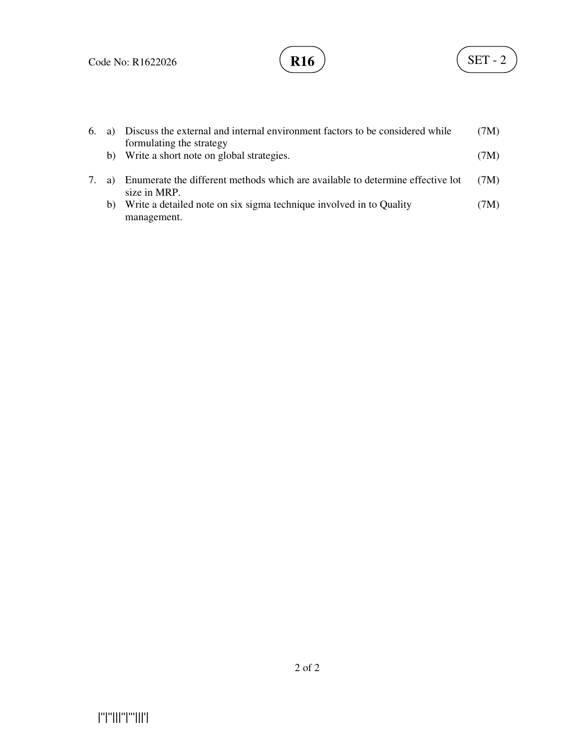6. a) Discuss the external and internal environment factors to be considered while formulating the strategy (7M)

   b) Write a short note on global strategies. (7M)

7. a) Enumerate the different methods which are available to determine effective lot size in MRP. (7M)

   b) Write a detailed note on six sigma technique involved in to Quality management. (7M)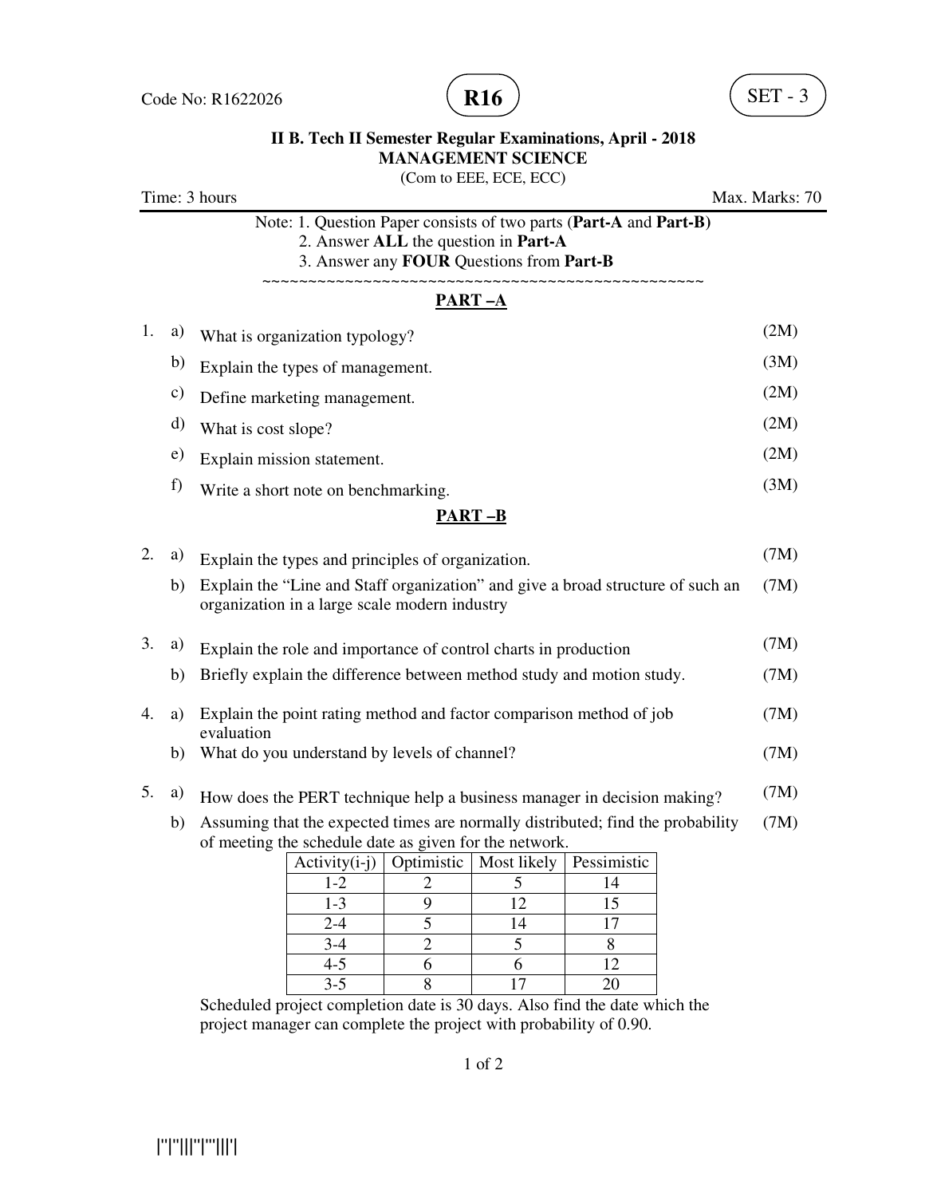Code No: R1622026 **R16** SET - 3

**II B. Tech II Semester Regular Examinations, April - 2018**
**MANAGEMENT SCIENCE**
(Com to EEE, ECE, ECC)

Time: 3 hours Max. Marks: 70

Note: 1. Question Paper consists of two parts (**Part-A** and **Part-B**)
2. Answer **ALL** the question in **Part-A**
3. Answer any **FOUR** Questions from **Part-B**

~~~~~~~~~~~~~~~~~~~~~~~~~~~~~~~~~~~~~~~~~~~~~~~~~~~~

## PART –A

1. a) What is organization typology? (2M)
   b) Explain the types of management. (3M)
   c) Define marketing management. (2M)
   d) What is cost slope? (2M)
   e) Explain mission statement. (2M)
   f) Write a short note on benchmarking. (3M)

## PART –B

2. a) Explain the types and principles of organization. (7M)
   b) Explain the "Line and Staff organization" and give a broad structure of such an organization in a large scale modern industry (7M)

3. a) Explain the role and importance of control charts in production (7M)
   b) Briefly explain the difference between method study and motion study. (7M)

4. a) Explain the point rating method and factor comparison method of job evaluation (7M)
   b) What do you understand by levels of channel? (7M)

5. a) How does the PERT technique help a business manager in decision making? (7M)
   b) Assuming that the expected times are normally distributed; find the probability of meeting the schedule date as given for the network. (7M)

| Activity(i-j) | Optimistic | Most likely | Pessimistic |
|---|---|---|---|
| 1-2 | 2 | 5 | 14 |
| 1-3 | 9 | 12 | 15 |
| 2-4 | 5 | 14 | 17 |
| 3-4 | 2 | 5 | 8 |
| 4-5 | 6 | 6 | 12 |
| 3-5 | 8 | 17 | 20 |

Scheduled project completion date is 30 days. Also find the date which the project manager can complete the project with probability of 0.90.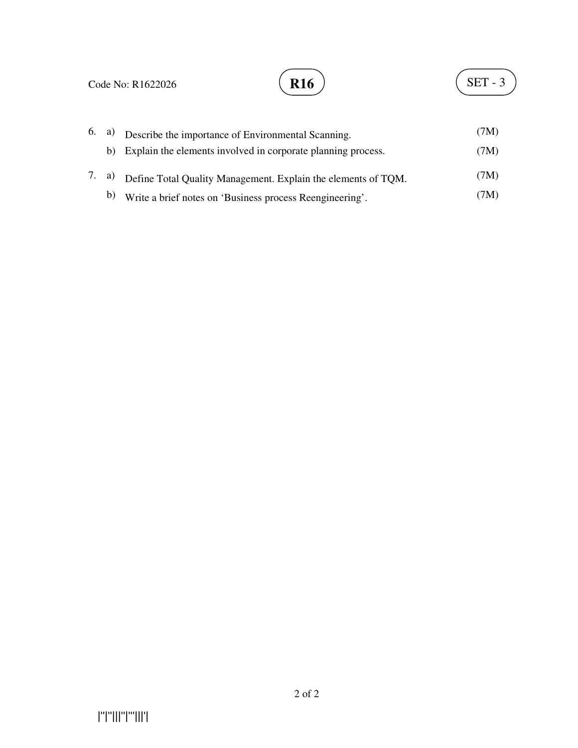6. a) Describe the importance of Environmental Scanning. (7M)

   b) Explain the elements involved in corporate planning process. (7M)

7. a) Define Total Quality Management. Explain the elements of TQM. (7M)

   b) Write a brief notes on 'Business process Reengineering'. (7M)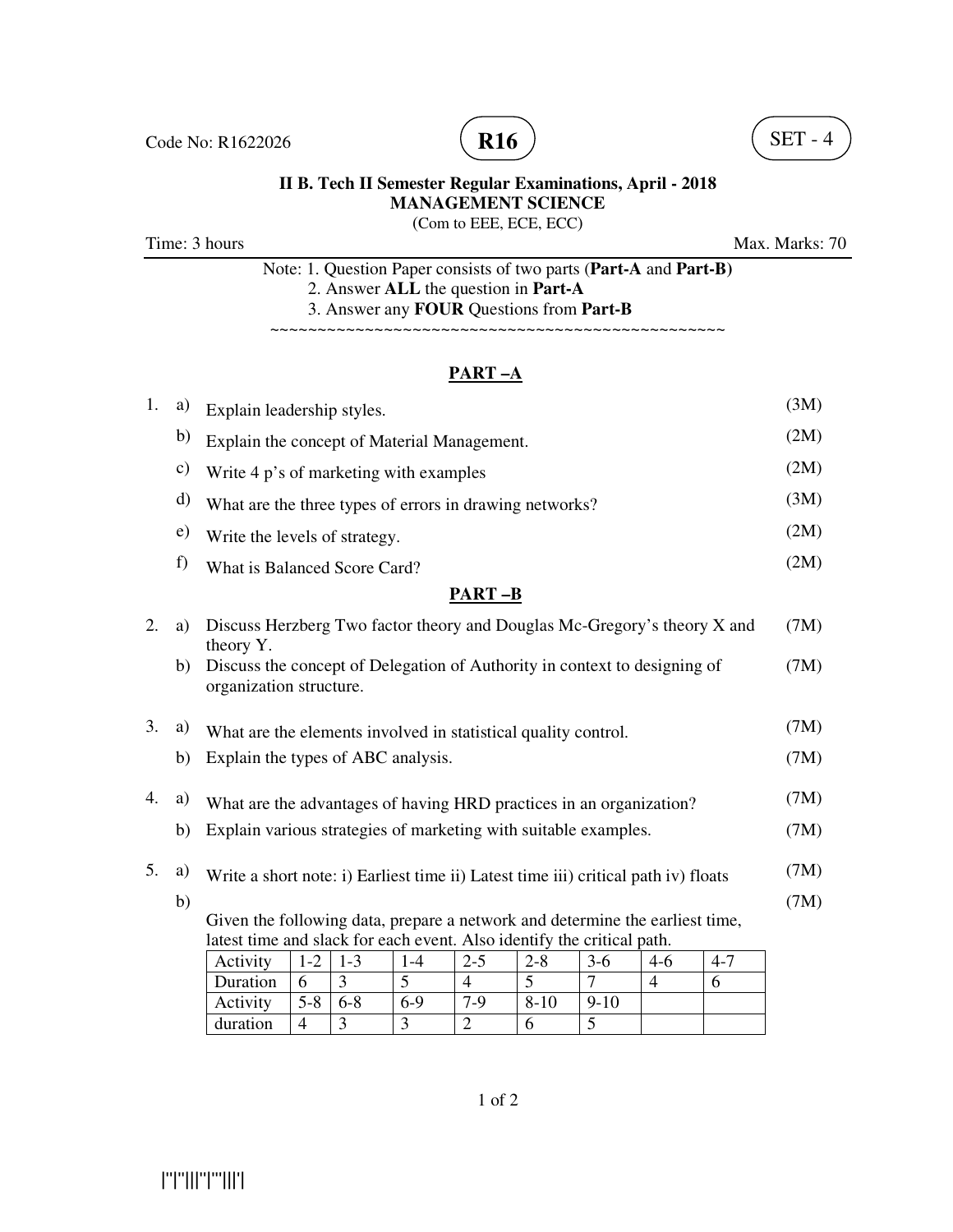Code No: R1622026 **R16** SET - 4

**II B. Tech II Semester Regular Examinations, April - 2018**
**MANAGEMENT SCIENCE**
(Com to EEE, ECE, ECC)

Time: 3 hours Max. Marks: 70

Note: 1. Question Paper consists of two parts (**Part-A** and **Part-B)**
2. Answer **ALL** the question in **Part-A**
3. Answer any **FOUR** Questions from **Part-B**

~~~~~~~~~~~~~~~~~~~~~~~~~~~~~~~~~~~~~~~~~~~~~~~~~~~~

## PART –A

1. a) Explain leadership styles. (3M)
   b) Explain the concept of Material Management. (2M)
   c) Write 4 p's of marketing with examples (2M)
   d) What are the three types of errors in drawing networks? (3M)
   e) Write the levels of strategy. (2M)
   f) What is Balanced Score Card? (2M)

## PART –B

2. a) Discuss Herzberg Two factor theory and Douglas Mc-Gregory's theory X and theory Y. (7M)
   b) Discuss the concept of Delegation of Authority in context to designing of organization structure. (7M)

3. a) What are the elements involved in statistical quality control. (7M)
   b) Explain the types of ABC analysis. (7M)

4. a) What are the advantages of having HRD practices in an organization? (7M)
   b) Explain various strategies of marketing with suitable examples. (7M)

5. a) Write a short note: i) Earliest time ii) Latest time iii) critical path iv) floats (7M)
   b) Given the following data, prepare a network and determine the earliest time, latest time and slack for each event. Also identify the critical path. (7M)

| Activity | 1-2 | 1-3 | 1-4 | 2-5 | 2-8 | 3-6 | 4-6 | 4-7 |
|---|---|---|---|---|---|---|---|---|
| Duration | 6 | 3 | 5 | 4 | 5 | 7 | 4 | 6 |
| Activity | 5-8 | 6-8 | 6-9 | 7-9 | 8-10 | 9-10 | | |
| duration | 4 | 3 | 3 | 2 | 6 | 5 | | |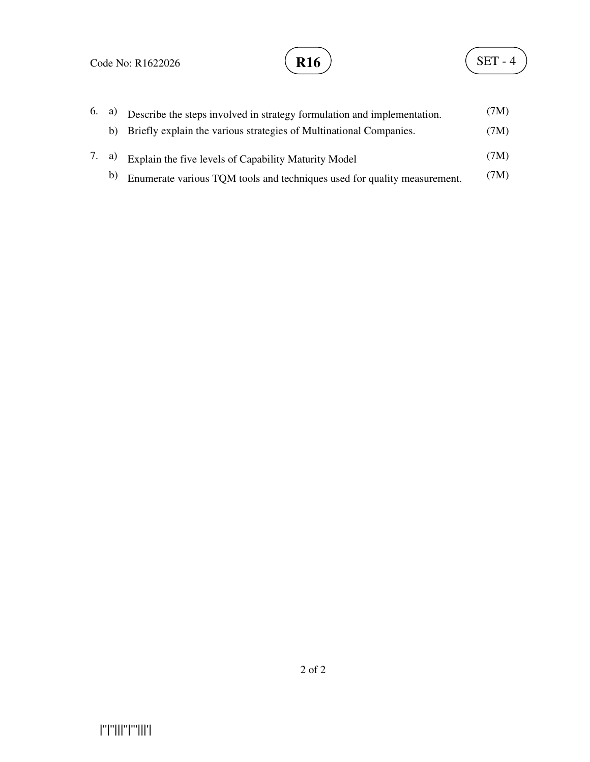6. a) Describe the steps involved in strategy formulation and implementation. (7M)

   b) Briefly explain the various strategies of Multinational Companies. (7M)

7. a) Explain the five levels of Capability Maturity Model (7M)

   b) Enumerate various TQM tools and techniques used for quality measurement. (7M)